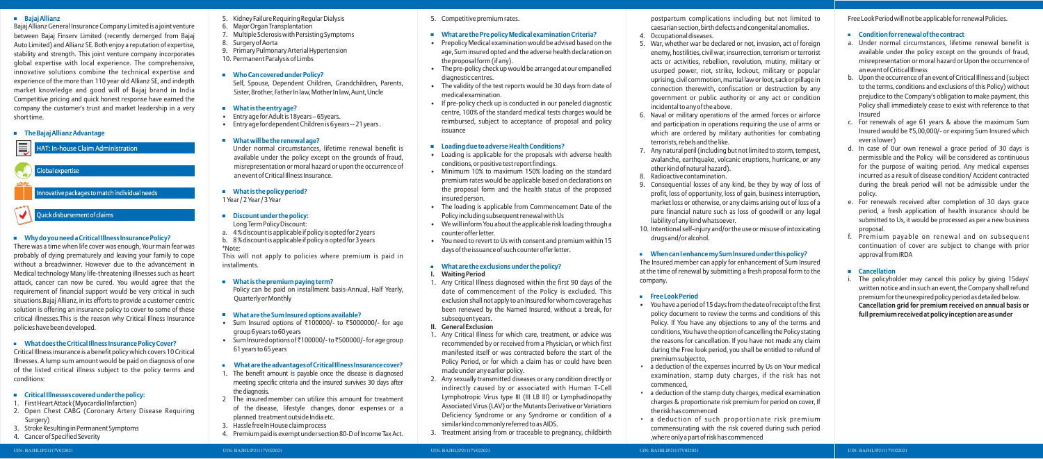## Bajaj Allianz

Bajaj Allianz General Insurance Company Limited is a joint venture between Bajaj Finserv Limited (recently demerged from Bajaj Auto Limited) and Allianz SE. Both enjoy a reputation of expertise, stability and strength. This joint venture company incorporates global expertise with local experience. The comprehensive, innovative solutions combine the technical expertise and experience of the more than 110 year old Allianz SE, and indepth market knowledge and good will of Bajaj brand in India Competitive pricing and quick honest response have earned the company the customer's trust and market leadership in a very short time.

## The Bajaj Allianz Advantage

- HAT: In-house Claim Administration
- Global expertise
- Innovative packages to match individual needs
- Quick disbursement of claims

## Why do you need a Critical Illness Insurance Policy?

There was a time when life cover was enough, Your main fear was probably of dying prematurely and leaving your family to cope without a breadwinner. However due to the advancement in Medical technology Many life-threatening illnesses such as heart attack, cancer can now be cured. You would agree that the requirement of financial support would be very critical in such situations.Bajaj Allianz, in its efforts to provide a customer centric solution is offering an insurance policy to cover to some of these critical illnesses.This is the reason why Critical Illness Insurance policies have been developed.

## What does the Critical Illness Insurance Policy Cover?

Critical Illness insurance is a benefit policy which covers 10 Critical Illnesses. A lump sum amount would be paid on diagnosis of one of the listed critical illness subject to the policy terms and conditions:

## Critical Illnesses covered under the policy:

1. First Heart Attack (Myocardial Infarction)
2. Open Chest CABG (Coronary Artery Disease Requiring Surgery)
3. Stroke Resulting in Permanent Symptoms
4. Cancer of Specified Severity
5. Kidney Failure Requiring Regular Dialysis
6. Major Organ Transplantation
7. Multiple Sclerosis with Persisting Symptoms
8. Surgery of Aorta
9. Primary Pulmonary Arterial Hypertension
10. Permanent Paralysis of Limbs

## Who Can covered under Policy?

Self, Spouse, Dependent Children, Grandchildren, Parents, Sister, Brother, Father In law, Mother In law, Aunt, Uncle

## What is the entry age?

- Entry age for Adult is 18years – 65years.
- Entry age for dependent Children is 6 years -- 21 years .

## What will be the renewal age?

Under normal circumstances, lifetime renewal benefit is available under the policy except on the grounds of fraud, misrepresentation or moral hazard or upon the occurrence of an event of Critical Illness Insurance.

## What is the policy period?

1 Year / 2 Year / 3 Year

## Discount under the policy:

Long Term Policy Discount:

a. 4 % discount is applicable if policy is opted for 2 years
b. 8 % discount is applicable if policy is opted for 3 years

*Note:

This will not apply to policies where premium is paid in installments.

## What is the premium paying term?

Policy can be paid on installment basis-Annual, Half Yearly, Quarterly or Monthly

## What are the Sum Insured options available?

- Sum Insured options of ₹100000/- to ₹5000000/- for age group 6 years to 60 years
- Sum Insured options of ₹100000/- to ₹500000/- for age group 61 years to 65 years

## What are the advantages of Critical Illness Insurance cover?

1. The benefit amount is payable once the disease is diagnosed meeting specific criteria and the insured survives 30 days after the diagnosis.
2. The insured member can utilize this amount for treatment of the disease, lifestyle changes, donor expenses or a planned treatment outside India etc.
3. Hassle free In House claim process
4. Premium paid is exempt under section 80-D of Income Tax Act.
5. Competitive premium rates.

## What are the Pre policy Medical examination Criteria?

- Prepolicy Medical examination would be advised based on the age, Sum insured opted and the adverse health declaration on the proposal form (if any).
- The pre-policy check up would be arranged at our empanelled diagnostic centres.
- The validity of the test reports would be 30 days from date of medical examination.
- If pre-policy check up is conducted in our paneled diagnostic centre, 100% of the standard medical tests charges would be reimbursed, subject to acceptance of proposal and policy issuance

## Loading due to adverse Health Conditions?

- Loading is applicable for the proposals with adverse health conditions, or positive test report findings.
- Minimum 10% to maximum 150% loading on the standard premium rates would be applicable based on declarations on the proposal form and the health status of the proposed insured person.
- The loading is applicable from Commencement Date of the Policy including subsequent renewal with Us
- We will inform You about the applicable risk loading through a counter offer letter.
- You need to revert to Us with consent and premium within 15 days of the issuance of such counter offer letter.

## What are the exclusions under the policy?

**I. Waiting Period**

1. Any Critical Illness diagnosed within the first 90 days of the date of commencement of the Policy is excluded. This exclusion shall not apply to an Insured for whom coverage has been renewed by the Named Insured, without a break, for subsequent years.

**II. General Exclusion**

1. Any Critical Illness for which care, treatment, or advice was recommended by or received from a Physician, or which first manifested itself or was contracted before the start of the Policy Period, or for which a claim has or could have been made under any earlier policy.
2. Any sexually transmitted diseases or any condition directly or indirectly caused by or associated with Human T-Cell Lymphotropic Virus type III (III LB III) or Lymphadinopathy Associated Virus (LAV) or the Mutants Derivative or Variations Deficiency Syndrome or any Syndrome or condition of a similar kind commonly referred to as AIDS.
3. Treatment arising from or traceable to pregnancy, childbirth postpartum complications including but not limited to caesarian section, birth defects and congenital anomalies.
4. Occupational diseases.
5. War, whether war be declared or not, invasion, act of foreign enemy, hostilities, civil war, insurrection, terrorism or terrorist acts or activities, rebellion, revolution, mutiny, military or usurped power, riot, strike, lockout, military or popular uprising, civil commotion, martial law or loot, sack or pillage in connection therewith, confiscation or destruction by any government or public authority or any act or condition incidental to any of the above.
6. Naval or military operations of the armed forces or airforce and participation in operations requiring the use of arms or which are ordered by military authorities for combating terrorists, rebels and the like.
7. Any natural peril (including but not limited to storm, tempest, avalanche, earthquake, volcanic eruptions, hurricane, or any other kind of natural hazard).
8. Radioactive contamination.
9. Consequential losses of any kind, be they by way of loss of profit, loss of opportunity, loss of gain, business interruption, market loss or otherwise, or any claims arising out of loss of a pure financial nature such as loss of goodwill or any legal liability of any kind whatsoever.
10. Intentional self-injury and/or the use or misuse of intoxicating drugs and/or alcohol.

## When can I enhance my Sum Insured under this policy?

The Insured member can apply for enhancement of Sum Insured at the time of renewal by submitting a fresh proposal form to the company.

## Free Look Period

- You have a period of 15 days from the date of receipt of the first policy document to review the terms and conditions of this Policy. If You have any objections to any of the terms and conditions, You have the option of cancelling the Policy stating the reasons for cancellation. If you have not made any claim during the Free look period, you shall be entitled to refund of premium subject to,
- a deduction of the expenses incurred by Us on Your medical examination, stamp duty charges, if the risk has not commenced,
- a deduction of the stamp duty charges, medical examination charges & proportionate risk premium for period on cover, If the risk has commenced
- a deduction of such proportionate risk premium commensurating with the risk covered during such period ,where only a part of risk has commenced

Free Look Period will not be applicable for renewal Policies.

## Condition for renewal of the contract

a. Under normal circumstances, lifetime renewal benefit is available under the policy except on the grounds of fraud, misrepresentation or moral hazard or Upon the occurrence of an event of Critical Illness
b. Upon the occurrence of an event of Critical Illness and (subject to the terms, conditions and exclusions of this Policy) without prejudice to the Company's obligation to make payment, this Policy shall immediately cease to exist with reference to that Insured
c. For renewals of age 61 years & above the maximum Sum Insured would be ₹5,00,000/- or expiring Sum Insured which ever is lower)
d. In case of 0ur own renewal a grace period of 30 days is permissible and the Policy will be considered as continuous for the purpose of waiting period. Any medical expenses incurred as a result of disease condition/ Accident contracted during the break period will not be admissible under the policy.
e. For renewals received after completion of 30 days grace period, a fresh application of health insurance should be submitted to Us, it would be processed as per a new business proposal.
f. Premium payable on renewal and on subsequent continuation of cover are subject to change with prior approval from IRDA

## Cancellation

i. The policyholder may cancel this policy by giving 15days' written notice and in such an event, the Company shall refund premium for the unexpired policy period as detailed below. **Cancellation grid for premium received on annual basis or full premium received at policy inception are as under**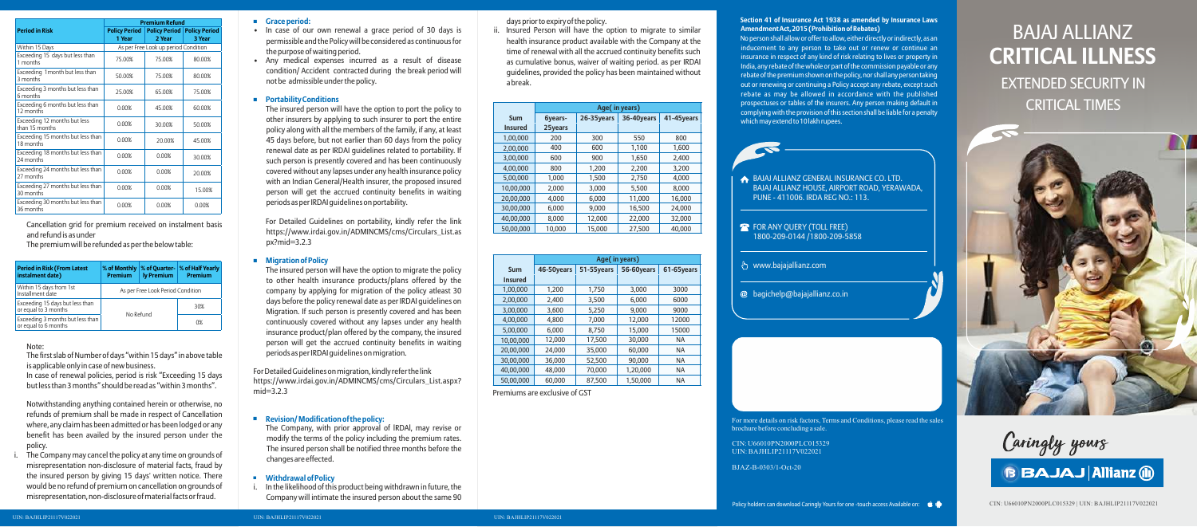| Period in Risk | Premium Refund | | |
|---|---|---|---|
| | Policy Period 1 Year | Policy Period 2 Year | Policy Period 3 Year |
| Within 15 Days | As per Free Look up period Condition | | |
| Exceeding 15 days but less than 1 months | 75.00% | 75.00% | 80.00% |
| Exceeding 1month but less than 3 months | 50.00% | 75.00% | 80.00% |
| Exceeding 3 months but less than 6 months | 25.00% | 65.00% | 75.00% |
| Exceeding 6 months but less than 12 months | 0.00% | 45.00% | 60.00% |
| Exceeding 12 months but less than 15 months | 0.00% | 30.00% | 50.00% |
| Exceeding 15 months but less than 18 months | 0.00% | 20.00% | 45.00% |
| Exceeding 18 months but less than 24 months | 0.00% | 0.00% | 30.00% |
| Exceeding 24 months but less than 27 months | 0.00% | 0.00% | 20.00% |
| Exceeding 27 months but less than 30 months | 0.00% | 0.00% | 15.00% |
| Exceeding 30 months but less than 36 months | 0.00% | 0.00% | 0.00% |

Cancellation grid for premium received on instalment basis and refund is as under

The premium will be refunded as per the below table:

| Period in Risk (From Latest instalment date) | % of Monthly Premium | % of Quarter-ly Premium | % of Half Yearly Premium |
|---|---|---|---|
| Within 15 days from 1st Installment date | As per Free Look Period Condition | | |
| Exceeding 15 days but less than or equal to 3 months | No Refund | | 30% |
| Exceeding 3 months but less than or equal to 6 months | | | 0% |

Note:

The first slab of Number of days "within 15 days" in above table is applicable only in case of new business.

In case of renewal policies, period is risk "Exceeding 15 days but less than 3 months" should be read as "within 3 months".

Notwithstanding anything contained herein or otherwise, no refunds of premium shall be made in respect of Cancellation where, any claim has been admitted or has been lodged or any benefit has been availed by the insured person under the policy.

i. The Company may cancel the policy at any time on grounds of misrepresentation non-disclosure of material facts, fraud by the insured person by giving 15 days' written notice. There would be no refund of premium on cancellation on grounds of misrepresentation, non-disclosure of material facts or fraud.

- **Grace period:**
  - In case of our own renewal a grace period of 30 days is permissible and the Policy will be considered as continuous for the purpose of waiting period.
  - Any medical expenses incurred as a result of disease condition/ Accident contracted during the break period will not be admissible under the policy.

- **Portability Conditions**

The insured person will have the option to port the policy to other insurers by applying to such insurer to port the entire policy along with all the members of the family, if any, at least 45 days before, but not earlier than 60 days from the policy renewal date as per IRDAI guidelines related to portability. If such person is presently covered and has been continuously covered without any lapses under any health insurance policy with an Indian General/Health insurer, the proposed insured person will get the accrued continuity benefits in waiting periods as per IRDAI guidelines on portability.

For Detailed Guidelines on portability, kindly refer the link https://www.irdai.gov.in/ADMINCMS/cms/Circulars_List.aspx?mid=3.2.3

- **Migration of Policy**

The insured person will have the option to migrate the policy to other health insurance products/plans offered by the company by applying for migration of the policy atleast 30 days before the policy renewal date as per IRDAI guidelines on Migration. If such person is presently covered and has been continuously covered without any lapses under any health insurance product/plan offered by the company, the insured person will get the accrued continuity benefits in waiting periods as per IRDAI guidelines on migration.

For Detailed Guidelines on migration, kindly refer the link https://www.irdai.gov.in/ADMINCMS/cms/Circulars_List.aspx?mid=3.2.3

- **Revision/ Modification of the policy:**

The Company, with prior approval of IRDAI, may revise or modify the terms of the policy including the premium rates. The insured person shall be notified three months before the changes are effected.

- **Withdrawal of Policy**

i. In the likelihood of this product being withdrawn in future, the Company will intimate the insured person about the same 90 days prior to expiry of the policy.

ii. Insured Person will have the option to migrate to similar health insurance product available with the Company at the time of renewal with all the accrued continuity benefits such as cumulative bonus, waiver of waiting period. as per IRDAI guidelines, provided the policy has been maintained without a break.

| Sum Insured | Age( in years) | | | |
|---|---|---|---|---|
| | 6years-25years | 26-35years | 36-40years | 41-45years |
| 1,00,000 | 200 | 300 | 550 | 800 |
| 2,00,000 | 400 | 600 | 1,100 | 1,600 |
| 3,00,000 | 600 | 900 | 1,650 | 2,400 |
| 4,00,000 | 800 | 1,200 | 2,200 | 3,200 |
| 5,00,000 | 1,000 | 1,500 | 2,750 | 4,000 |
| 10,00,000 | 2,000 | 3,000 | 5,500 | 8,000 |
| 20,00,000 | 4,000 | 6,000 | 11,000 | 16,000 |
| 30,00,000 | 6,000 | 9,000 | 16,500 | 24,000 |
| 40,00,000 | 8,000 | 12,000 | 22,000 | 32,000 |
| 50,00,000 | 10,000 | 15,000 | 27,500 | 40,000 |

| Sum Insured | Age( in years) | | | |
|---|---|---|---|---|
| | 46-50years | 51-55years | 56-60years | 61-65years |
| 1,00,000 | 1,200 | 1,750 | 3,000 | 3000 |
| 2,00,000 | 2,400 | 3,500 | 6,000 | 6000 |
| 3,00,000 | 3,600 | 5,250 | 9,000 | 9000 |
| 4,00,000 | 4,800 | 7,000 | 12,000 | 12000 |
| 5,00,000 | 6,000 | 8,750 | 15,000 | 15000 |
| 10,00,000 | 12,000 | 17,500 | 30,000 | NA |
| 20,00,000 | 24,000 | 35,000 | 60,000 | NA |
| 30,00,000 | 36,000 | 52,500 | 90,000 | NA |
| 40,00,000 | 48,000 | 70,000 | 1,20,000 | NA |
| 50,00,000 | 60,000 | 87,500 | 1,50,000 | NA |

Premiums are exclusive of GST

**Section 41 of Insurance Act 1938 as amended by Insurance Laws Amendment Act, 2015 (Prohibition of Rebates)**

No person shall allow or offer to allow, either directly or indirectly, as an inducement to any person to take out or renew or continue an insurance in respect of any kind of risk relating to lives or property in India, any rebate of the whole or part of the commission payable or any rebate of the premium shown on the policy, nor shall any person taking out or renewing or continuing a Policy accept any rebate, except such rebate as may be allowed in accordance with the published prospectuses or tables of the insurers. Any person making default in complying with the provision of this section shall be liable for a penalty which may extend to 10 lakh rupees.

BAJAJ ALLIANZ GENERAL INSURANCE CO. LTD. BAJAJ ALLIANZ HOUSE, AIRPORT ROAD, YERAWADA, PUNE - 411006. IRDA REG NO.: 113.

FOR ANY QUERY (TOLL FREE) 1800-209-0144 /1800-209-5858

www.bajajallianz.com

bagichelp@bajajallianz.co.in

For more details on risk factors, Terms and Conditions, please read the sales brochure before concluding a sale.

CIN: U66010PN2000PLC015329
UIN: BAJHLIP21117V022021

BAJZ-B-0303/1-Oct-20

Policy holders can download Caringly Yours for one -touch access Available on:

# BAJAJ ALLIANZ CRITICAL ILLNESS

## EXTENDED SECURITY IN CRITICAL TIMES

Caringly yours

BAJAJ Allianz

CIN: U66010PN2000PLC015329 | UIN: BAJHLIP21117V022021